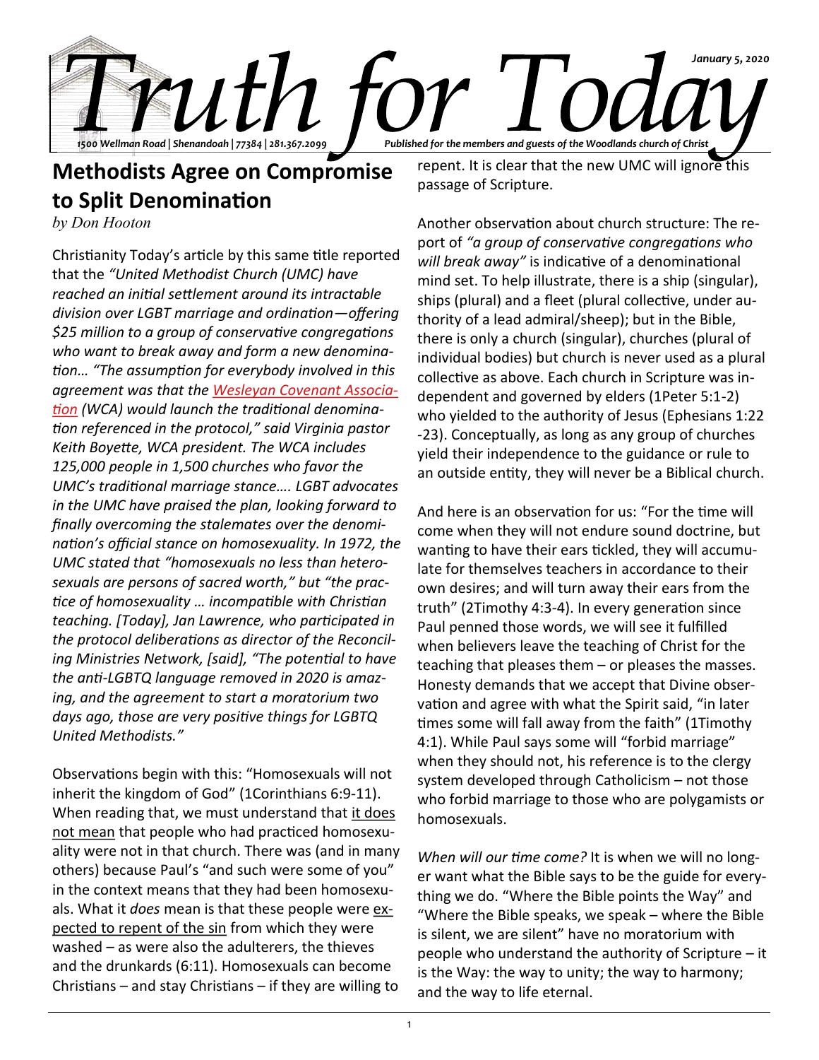# Truth for Today

January 5, 2020

1500 Wellman Road | Shenandoah | 77384 | 281.367.2099

Published for the members and guests of the Woodlands church of Christ

## Methodists Agree on Compromise to Split Denomination

*by Don Hooton*

Christianity Today's article by this same title reported that the *"United Methodist Church (UMC) have reached an initial settlement around its intractable division over LGBT marriage and ordination—offering $25 million to a group of conservative congregations who want to break away and form a new denomination… "The assumption for everybody involved in this agreement was that the Wesleyan Covenant Association (WCA) would launch the traditional denomination referenced in the protocol," said Virginia pastor Keith Boyette, WCA president. The WCA includes 125,000 people in 1,500 churches who favor the UMC's traditional marriage stance…. LGBT advocates in the UMC have praised the plan, looking forward to finally overcoming the stalemates over the denomination's official stance on homosexuality. In 1972, the UMC stated that "homosexuals no less than heterosexuals are persons of sacred worth," but "the practice of homosexuality … incompatible with Christian teaching. [Today], Jan Lawrence, who participated in the protocol deliberations as director of the Reconciling Ministries Network, [said], "The potential to have the anti-LGBTQ language removed in 2020 is amazing, and the agreement to start a moratorium two days ago, those are very positive things for LGBTQ United Methodists."*

Observations begin with this: "Homosexuals will not inherit the kingdom of God" (1Corinthians 6:9-11). When reading that, we must understand that it does not mean that people who had practiced homosexuality were not in that church. There was (and in many others) because Paul's "and such were some of you" in the context means that they had been homosexuals. What it *does* mean is that these people were expected to repent of the sin from which they were washed – as were also the adulterers, the thieves and the drunkards (6:11). Homosexuals can become Christians – and stay Christians – if they are willing to repent. It is clear that the new UMC will ignore this passage of Scripture.

Another observation about church structure: The report of *"a group of conservative congregations who will break away"* is indicative of a denominational mind set. To help illustrate, there is a ship (singular), ships (plural) and a fleet (plural collective, under authority of a lead admiral/sheep); but in the Bible, there is only a church (singular), churches (plural of individual bodies) but church is never used as a plural collective as above. Each church in Scripture was independent and governed by elders (1Peter 5:1-2) who yielded to the authority of Jesus (Ephesians 1:22-23). Conceptually, as long as any group of churches yield their independence to the guidance or rule to an outside entity, they will never be a Biblical church.

And here is an observation for us: "For the time will come when they will not endure sound doctrine, but wanting to have their ears tickled, they will accumulate for themselves teachers in accordance to their own desires; and will turn away their ears from the truth" (2Timothy 4:3-4). In every generation since Paul penned those words, we will see it fulfilled when believers leave the teaching of Christ for the teaching that pleases them – or pleases the masses. Honesty demands that we accept that Divine observation and agree with what the Spirit said, "in later times some will fall away from the faith" (1Timothy 4:1). While Paul says some will "forbid marriage" when they should not, his reference is to the clergy system developed through Catholicism – not those who forbid marriage to those who are polygamists or homosexuals.

*When will our time come?* It is when we will no longer want what the Bible says to be the guide for everything we do. "Where the Bible points the Way" and "Where the Bible speaks, we speak – where the Bible is silent, we are silent" have no moratorium with people who understand the authority of Scripture – it is the Way: the way to unity; the way to harmony; and the way to life eternal.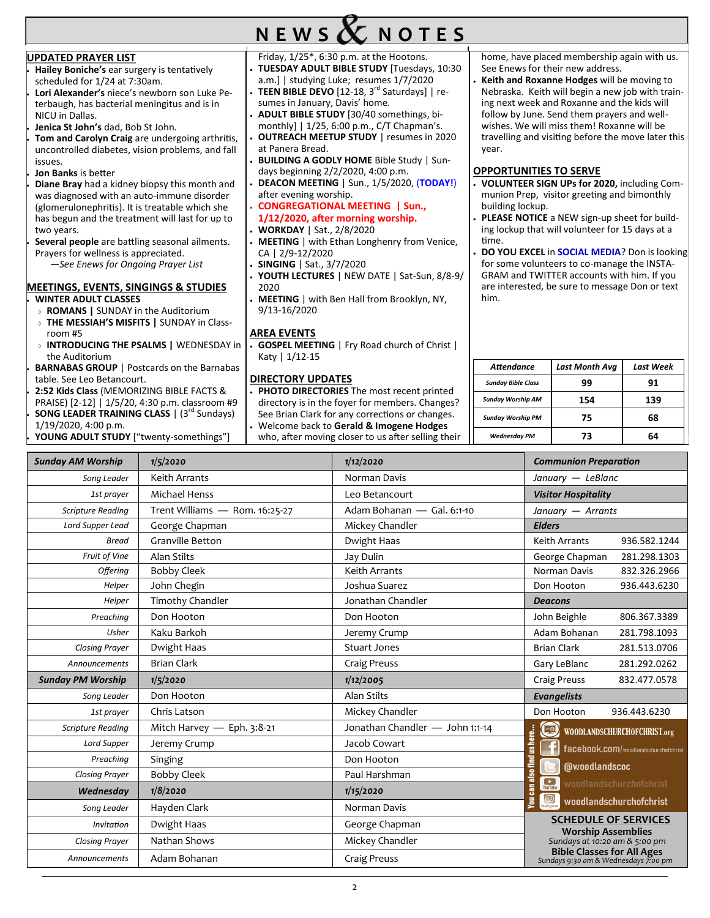# NEWS & NOTES

## UPDATED PRAYER LIST

- **Hailey Boniche's** ear surgery is tentatively scheduled for 1/24 at 7:30am.
- **Lori Alexander's** niece's newborn son Luke Peterbaugh, has bacterial meningitus and is in NICU in Dallas.
- **Jenica St John's** dad, Bob St John.
- **Tom and Carolyn Craig** are undergoing arthritis, uncontrolled diabetes, vision problems, and fall issues.
- **Jon Banks** is better
- **Diane Bray** had a kidney biopsy this month and was diagnosed with an auto-immune disorder (glomerulonephritis). It is treatable which she has begun and the treatment will last for up to two years.
- **Several people** are battling seasonal ailments. Prayers for wellness is appreciated.

*—See Enews for Ongoing Prayer List*

## MEETINGS, EVENTS, SINGINGS & STUDIES

- **WINTER ADULT CLASSES**
  - **ROMANS |** SUNDAY in the Auditorium
  - **THE MESSIAH'S MISFITS |** SUNDAY in Classroom #5
  - **INTRODUCING THE PSALMS |** WEDNESDAY in the Auditorium
- **BARNABAS GROUP** | Postcards on the Barnabas table. See Leo Betancourt.
- **2:52 Kids Class** (MEMORIZING BIBLE FACTS & PRAISE) [2-12] | 1/5/20, 4:30 p.m. classroom #9
- **SONG LEADER TRAINING CLASS** | (3rd Sundays) 1/19/2020, 4:00 p.m.
- **YOUNG ADULT STUDY** ["twenty-somethings"] Friday, 1/25*, 6:30 p.m. at the Hootons.
- **TUESDAY ADULT BIBLE STUDY** [Tuesdays, 10:30 a.m.] | studying Luke; resumes 1/7/2020
- **TEEN BIBLE DEVO** [12-18, 3rd Saturdays] | resumes in January, Davis' home.
- **ADULT BIBLE STUDY** [30/40 somethings, bi-monthly] | 1/25, 6:00 p.m., C/T Chapman's.
- **OUTREACH MEETUP STUDY** | resumes in 2020 at Panera Bread.
- **BUILDING A GODLY HOME** Bible Study | Sundays beginning 2/2/2020, 4:00 p.m.
- **DEACON MEETING** | Sun., 1/5/2020, **(TODAY!)** after evening worship.
- **CONGREGATIONAL MEETING | Sun., 1/12/2020, after morning worship.**
- **WORKDAY** | Sat., 2/8/2020
- **MEETING** | with Ethan Longhenry from Venice, CA | 2/9-12/2020
- **SINGING** | Sat., 3/7/2020
- **YOUTH LECTURES** | NEW DATE | Sat-Sun, 8/8-9/2020
- **MEETING** | with Ben Hall from Brooklyn, NY, 9/13-16/2020

## AREA EVENTS

- **GOSPEL MEETING** | Fry Road church of Christ | Katy | 1/12-15

## DIRECTORY UPDATES

- **PHOTO DIRECTORIES** The most recent printed directory is in the foyer for members. Changes? See Brian Clark for any corrections or changes.
- Welcome back to **Gerald & Imogene Hodges** who, after moving closer to us after selling their home, have placed membership again with us. See Enews for their new address.
- **Keith and Roxanne Hodges** will be moving to Nebraska. Keith will begin a new job with training next week and Roxanne and the kids will follow by June. Send them prayers and well-wishes. We will miss them! Roxanne will be travelling and visiting before the move later this year.

## OPPORTUNITIES TO SERVE

- **VOLUNTEER SIGN UPs for 2020,** including Communion Prep, visitor greeting and bimonthly building lockup.
- **PLEASE NOTICE** a NEW sign-up sheet for building lockup that will volunteer for 15 days at a time.
- **DO YOU EXCEL** in **SOCIAL MEDIA**? Don is looking for some volunteers to co-manage the INSTAGRAM and TWITTER accounts with him. If you are interested, be sure to message Don or text him.

| *Attendance* | *Last Month Avg* | *Last Week* |
|---|---|---|
| *Sunday Bible Class* | 99 | 91 |
| *Sunday Worship AM* | 154 | 139 |
| *Sunday Worship PM* | 75 | 68 |
| *Wednesday PM* | 73 | 64 |

| ***Sunday AM Worship*** | **1/5/2020** | **1/12/2020** |
|---|---|---|
| *Song Leader* | Keith Arrants | Norman Davis |
| *1st prayer* | Michael Henss | Leo Betancourt |
| *Scripture Reading* | Trent Williams — Rom. 16:25-27 | Adam Bohanan — Gal. 6:1-10 |
| *Lord Supper Lead* | George Chapman | Mickey Chandler |
| *Bread* | Granville Betton | Dwight Haas |
| *Fruit of Vine* | Alan Stilts | Jay Dulin |
| *Offering* | Bobby Cleek | Keith Arrants |
| *Helper* | John Chegin | Joshua Suarez |
| *Helper* | Timothy Chandler | Jonathan Chandler |
| *Preaching* | Don Hooton | Don Hooton |
| *Usher* | Kaku Barkoh | Jeremy Crump |
| *Closing Prayer* | Dwight Haas | Stuart Jones |
| *Announcements* | Brian Clark | Craig Preuss |
| ***Sunday PM Worship*** | **1/5/2020** | **1/12/2005** |
| *Song Leader* | Don Hooton | Alan Stilts |
| *1st prayer* | Chris Latson | Mickey Chandler |
| *Scripture Reading* | Mitch Harvey — Eph. 3:8-21 | Jonathan Chandler — John 1:1-14 |
| *Lord Supper* | Jeremy Crump | Jacob Cowart |
| *Preaching* | Singing | Don Hooton |
| *Closing Prayer* | Bobby Cleek | Paul Harshman |
| ***Wednesday*** | **1/8/2020** | **1/15/2020** |
| *Song Leader* | Hayden Clark | Norman Davis |
| *Invitation* | Dwight Haas | George Chapman |
| *Closing Prayer* | Nathan Shows | Mickey Chandler |
| *Announcements* | Adam Bohanan | Craig Preuss |

***Communion Preparation***
*January — LeBlanc*

***Visitor Hospitality***
*January — Arrants*

***Elders***

| | |
|---|---|
| Keith Arrants | 936.582.1244 |
| George Chapman | 281.298.1303 |
| Norman Davis | 832.326.2966 |
| Don Hooton | 936.443.6230 |

***Deacons***

| | |
|---|---|
| John Beighle | 806.367.3389 |
| Adam Bohanan | 281.798.1093 |
| Brian Clark | 281.513.0706 |
| Gary LeBlanc | 281.292.0262 |
| Craig Preuss | 832.477.0578 |

***Evangelists***

| | |
|---|---|
| Don Hooton | 936.443.6230 |

You can also find us here...
- WOODLANDSCHURCHOFCHRIST.org
- facebook.com/woodlandschurchofchrist
- @woodlandscoc
- woodlandschurchofchrist
- woodlandschurchofchrist

### SCHEDULE OF SERVICES

**Worship Assemblies**
*Sundays at 10:20 am & 5:00 pm*
**Bible Classes for All Ages**
*Sundays 9:30 am & Wednesdays 7:00 pm*